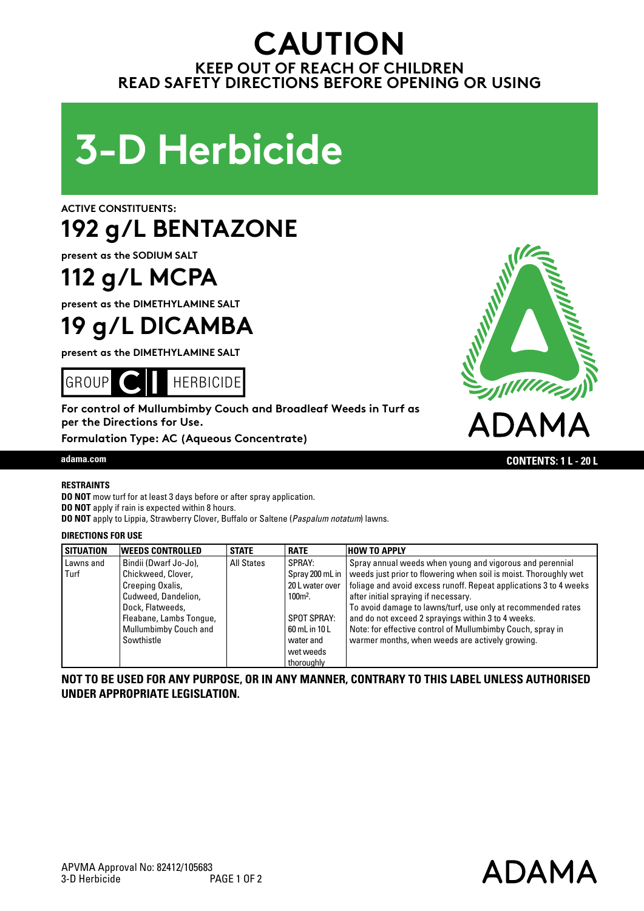# CAUTION

**KEEP OUT OF REACH OF CHILDREN**
**READ SAFETY DIRECTIONS BEFORE OPENING OR USING**

# 3-D Herbicide

**ACTIVE CONSTITUENTS:**

## 192 g/L BENTAZONE

**present as the SODIUM SALT**

## 112 g/L MCPA

**present as the DIMETHYLAMINE SALT**

## 19 g/L DICAMBA

**present as the DIMETHYLAMINE SALT**

GROUP **C I** HERBICIDE

**For control of Mullumbimby Couch and Broadleaf Weeds in Turf as per the Directions for Use.**

**Formulation Type: AC (Aqueous Concentrate)**

ADAMA

adama.com

**CONTENTS: 1 L - 20 L**

### RESTRAINTS

**DO NOT** mow turf for at least 3 days before or after spray application.
**DO NOT** apply if rain is expected within 8 hours.
**DO NOT** apply to Lippia, Strawberry Clover, Buffalo or Saltene (*Paspalum notatum*) lawns.

### DIRECTIONS FOR USE

| SITUATION | WEEDS CONTROLLED | STATE | RATE | HOW TO APPLY |
|---|---|---|---|---|
| Lawns and Turf | Bindii (Dwarf Jo-Jo), Chickweed, Clover, Creeping Oxalis, Cudweed, Dandelion, Dock, Flatweeds, Fleabane, Lambs Tongue, Mullumbimby Couch and Sowthistle | All States | SPRAY: Spray 200 mL in 20 L water over 100m$^2$.<br><br>SPOT SPRAY: 60 mL in 10 L water and wet weeds thoroughly | Spray annual weeds when young and vigorous and perennial weeds just prior to flowering when soil is moist. Thoroughly wet foliage and avoid excess runoff. Repeat applications 3 to 4 weeks after initial spraying if necessary.<br>To avoid damage to lawns/turf, use only at recommended rates and do not exceed 2 sprayings within 3 to 4 weeks.<br>Note: for effective control of Mullumbimby Couch, spray in warmer months, when weeds are actively growing. |

**NOT TO BE USED FOR ANY PURPOSE, OR IN ANY MANNER, CONTRARY TO THIS LABEL UNLESS AUTHORISED UNDER APPROPRIATE LEGISLATION.**

APVMA Approval No: 82412/105683
3-D Herbicide

ADAMA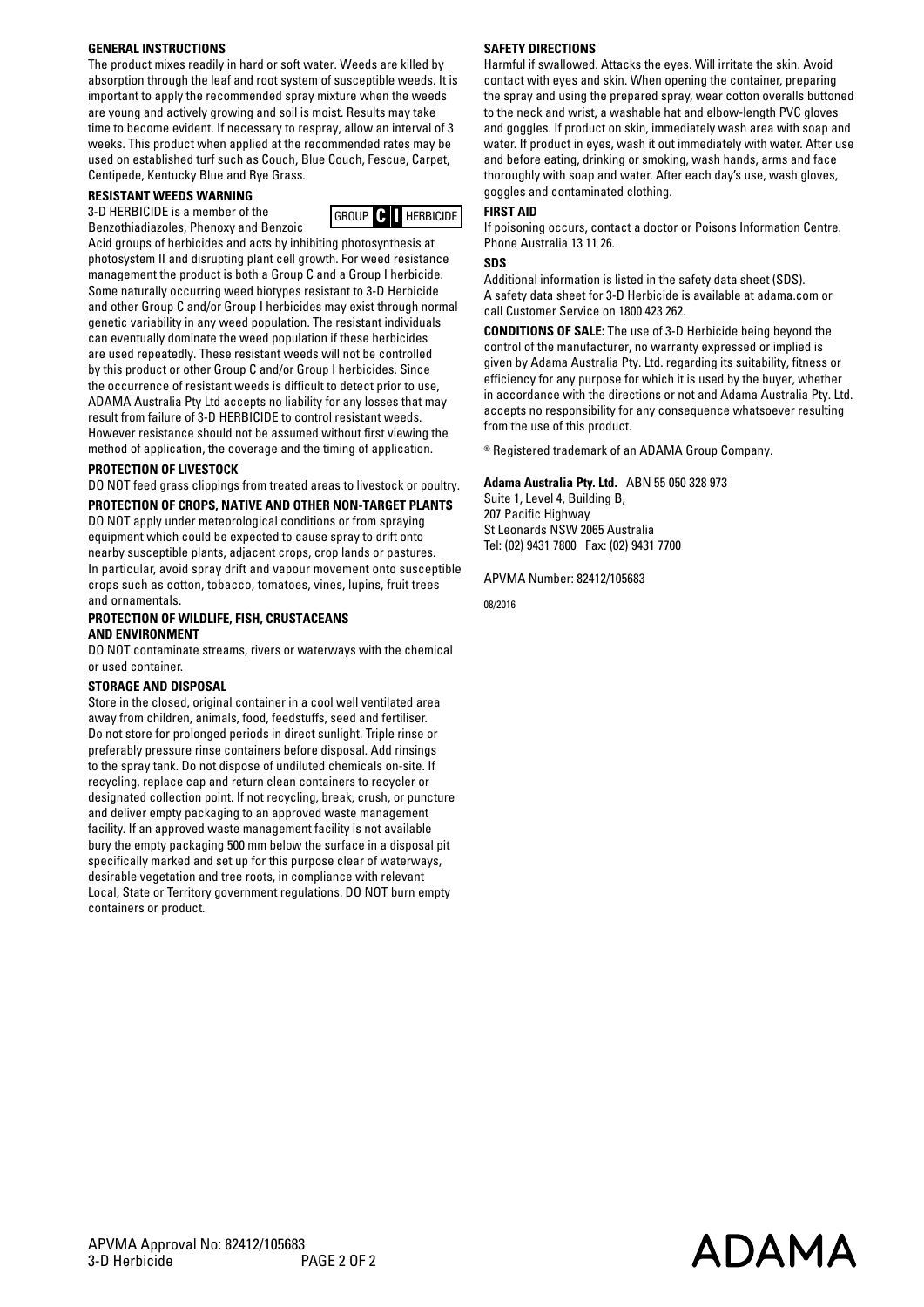## GENERAL INSTRUCTIONS

The product mixes readily in hard or soft water. Weeds are killed by absorption through the leaf and root system of susceptible weeds. It is important to apply the recommended spray mixture when the weeds are young and actively growing and soil is moist. Results may take time to become evident. If necessary to respray, allow an interval of 3 weeks. This product when applied at the recommended rates may be used on established turf such as Couch, Blue Couch, Fescue, Carpet, Centipede, Kentucky Blue and Rye Grass.

## RESISTANT WEEDS WARNING

GROUP **C** **I** HERBICIDE

3-D HERBICIDE is a member of the Benzothiadiazoles, Phenoxy and Benzoic Acid groups of herbicides and acts by inhibiting photosynthesis at photosystem II and disrupting plant cell growth. For weed resistance management the product is both a Group C and a Group I herbicide. Some naturally occurring weed biotypes resistant to 3-D Herbicide and other Group C and/or Group I herbicides may exist through normal genetic variability in any weed population. The resistant individuals can eventually dominate the weed population if these herbicides are used repeatedly. These resistant weeds will not be controlled by this product or other Group C and/or Group I herbicides. Since the occurrence of resistant weeds is difficult to detect prior to use, ADAMA Australia Pty Ltd accepts no liability for any losses that may result from failure of 3-D HERBICIDE to control resistant weeds. However resistance should not be assumed without first viewing the method of application, the coverage and the timing of application.

## PROTECTION OF LIVESTOCK

DO NOT feed grass clippings from treated areas to livestock or poultry.

## PROTECTION OF CROPS, NATIVE AND OTHER NON-TARGET PLANTS

DO NOT apply under meteorological conditions or from spraying equipment which could be expected to cause spray to drift onto nearby susceptible plants, adjacent crops, crop lands or pastures. In particular, avoid spray drift and vapour movement onto susceptible crops such as cotton, tobacco, tomatoes, vines, lupins, fruit trees and ornamentals.

## PROTECTION OF WILDLIFE, FISH, CRUSTACEANS AND ENVIRONMENT

DO NOT contaminate streams, rivers or waterways with the chemical or used container.

## STORAGE AND DISPOSAL

Store in the closed, original container in a cool well ventilated area away from children, animals, food, feedstuffs, seed and fertiliser. Do not store for prolonged periods in direct sunlight. Triple rinse or preferably pressure rinse containers before disposal. Add rinsings to the spray tank. Do not dispose of undiluted chemicals on-site. If recycling, replace cap and return clean containers to recycler or designated collection point. If not recycling, break, crush, or puncture and deliver empty packaging to an approved waste management facility. If an approved waste management facility is not available bury the empty packaging 500 mm below the surface in a disposal pit specifically marked and set up for this purpose clear of waterways, desirable vegetation and tree roots, in compliance with relevant Local, State or Territory government regulations. DO NOT burn empty containers or product.

## SAFETY DIRECTIONS

Harmful if swallowed. Attacks the eyes. Will irritate the skin. Avoid contact with eyes and skin. When opening the container, preparing the spray and using the prepared spray, wear cotton overalls buttoned to the neck and wrist, a washable hat and elbow-length PVC gloves and goggles. If product on skin, immediately wash area with soap and water. If product in eyes, wash it out immediately with water. After use and before eating, drinking or smoking, wash hands, arms and face thoroughly with soap and water. After each day's use, wash gloves, goggles and contaminated clothing.

## FIRST AID

If poisoning occurs, contact a doctor or Poisons Information Centre. Phone Australia 13 11 26.

## SDS

Additional information is listed in the safety data sheet (SDS). A safety data sheet for 3-D Herbicide is available at adama.com or call Customer Service on 1800 423 262.

**CONDITIONS OF SALE:** The use of 3-D Herbicide being beyond the control of the manufacturer, no warranty expressed or implied is given by Adama Australia Pty. Ltd. regarding its suitability, fitness or efficiency for any purpose for which it is used by the buyer, whether in accordance with the directions or not and Adama Australia Pty. Ltd. accepts no responsibility for any consequence whatsoever resulting from the use of this product.

® Registered trademark of an ADAMA Group Company.

**Adama Australia Pty. Ltd.** ABN 55 050 328 973
Suite 1, Level 4, Building B,
207 Pacific Highway
St Leonards NSW 2065 Australia
Tel: (02) 9431 7800 Fax: (02) 9431 7700

APVMA Number: 82412/105683

08/2016

APVMA Approval No: 82412/105683
3-D Herbicide

ADAMA